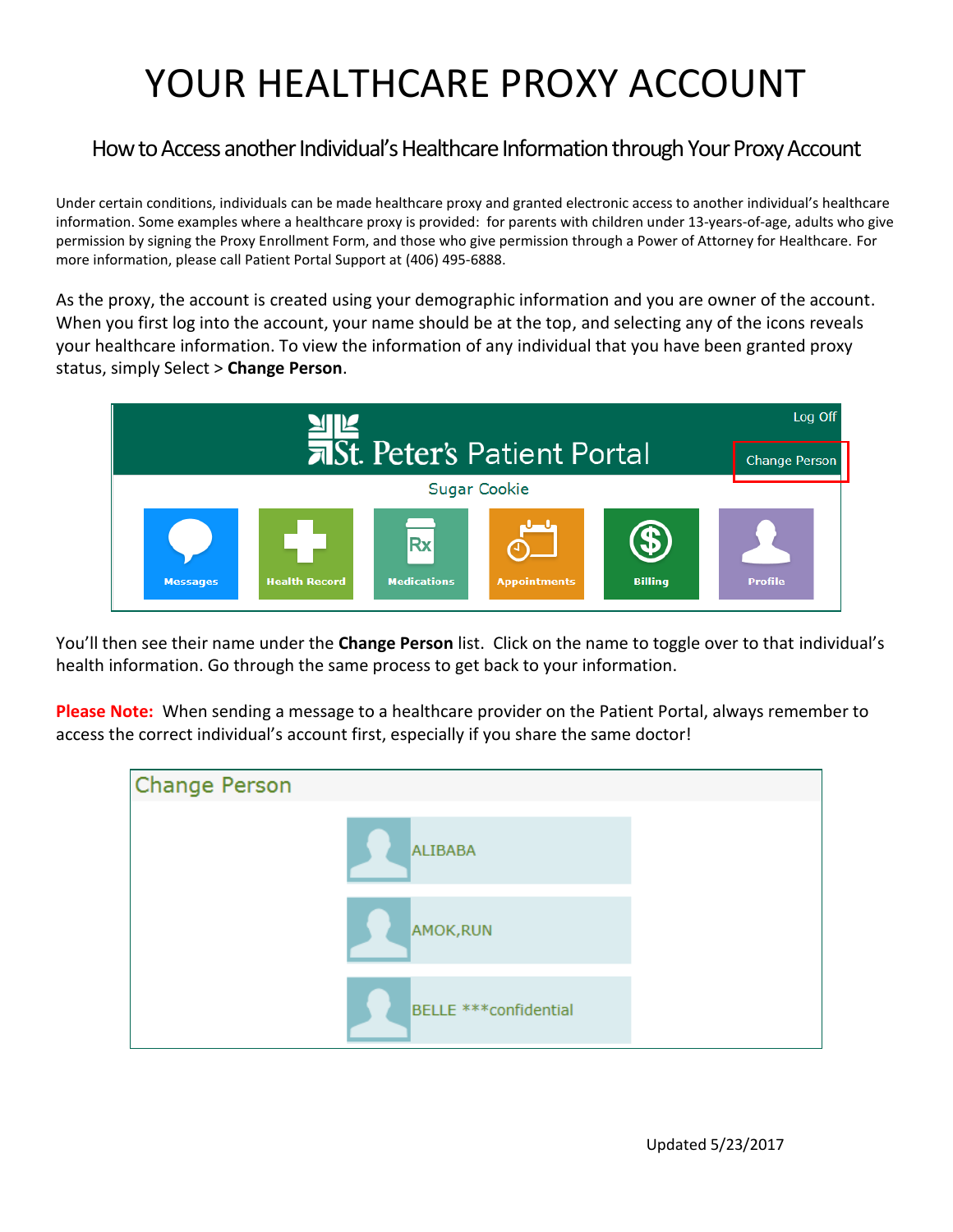# YOUR HEALTHCARE PROXY ACCOUNT

## How to Access another Individual's Healthcare Information through Your Proxy Account

Under certain conditions, individuals can be made healthcare proxy and granted electronic access to another individual's healthcare information. Some examples where a healthcare proxy is provided: for parents with children under 13-years-of-age, adults who give permission by signing the Proxy Enrollment Form, and those who give permission through a Power of Attorney for Healthcare. For more information, please call Patient Portal Support at (406) 495-6888.

As the proxy, the account is created using your demographic information and you are owner of the account. When you first log into the account, your name should be at the top, and selecting any of the icons reveals your healthcare information. To view the information of any individual that you have been granted proxy status, simply Select > **Change Person**.

Log Off

St. Peter's Patient Portal

Change Person

Sugar Cookie

Messages | Health Record | Medications | Appointments | Billing | Profile

You'll then see their name under the **Change Person** list. Click on the name to toggle over to that individual's health information. Go through the same process to get back to your information.

**Please Note:** When sending a message to a healthcare provider on the Patient Portal, always remember to access the correct individual's account first, especially if you share the same doctor!

Change Person

ALIBABA

AMOK,RUN

BELLE ***confidential

Updated 5/23/2017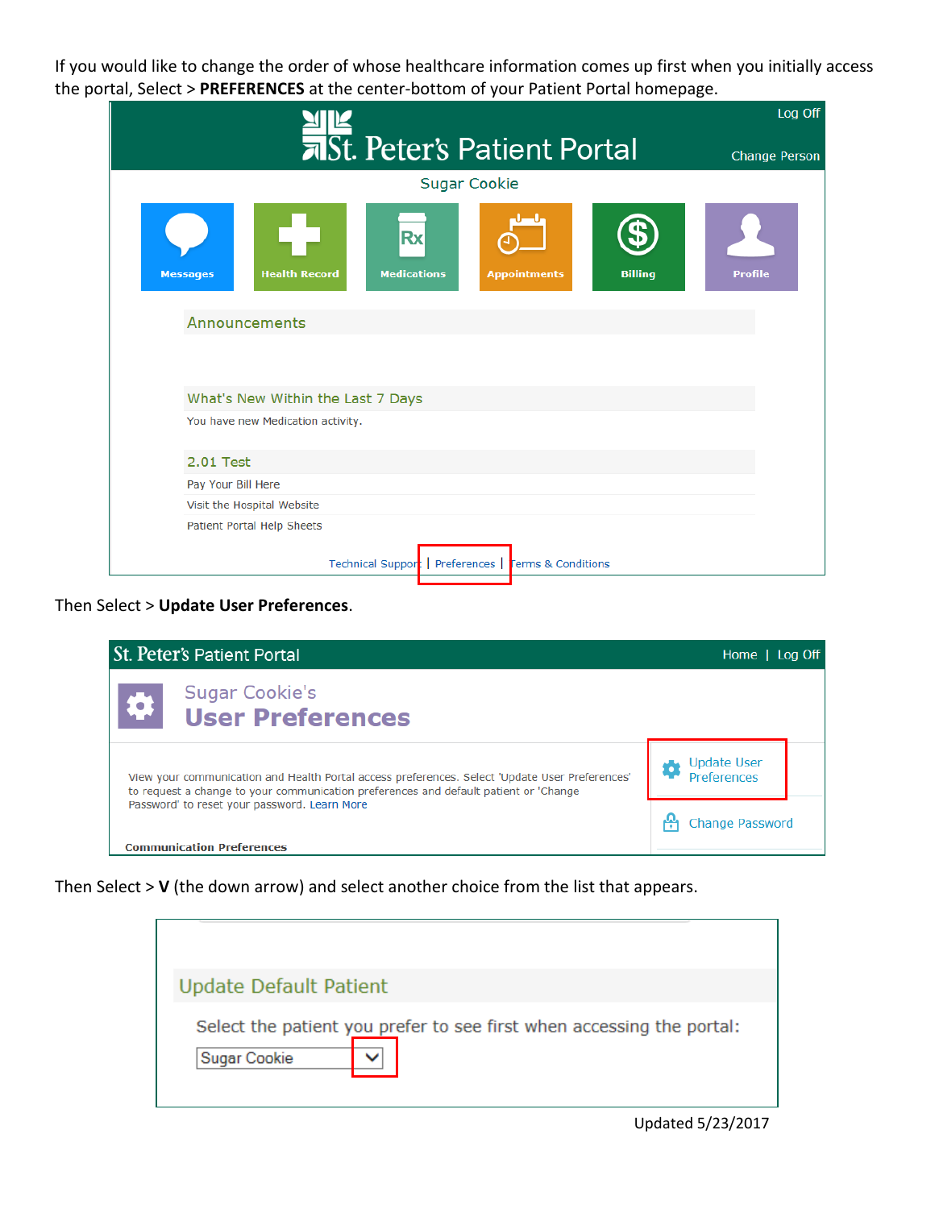If you would like to change the order of whose healthcare information comes up first when you initially access the portal, Select > **PREFERENCES** at the center-bottom of your Patient Portal homepage.

St. Peter's Patient Portal

Log Off

Change Person

Sugar Cookie

Messages

Health Record

Medications

Appointments

Billing

Profile

Announcements

What's New Within the Last 7 Days

You have new Medication activity.

2.01 Test

Pay Your Bill Here

Visit the Hospital Website

Patient Portal Help Sheets

Technical Support | Preferences | Terms & Conditions

Then Select > **Update User Preferences**.

St. Peter's Patient Portal

Home | Log Off

Sugar Cookie's

User Preferences

View your communication and Health Portal access preferences. Select 'Update User Preferences' to request a change to your communication preferences and default patient or 'Change Password' to reset your password. Learn More

Update User Preferences

Change Password

Communication Preferences

Then Select > **V** (the down arrow) and select another choice from the list that appears.

Update Default Patient

Select the patient you prefer to see first when accessing the portal:

Sugar Cookie

Updated 5/23/2017